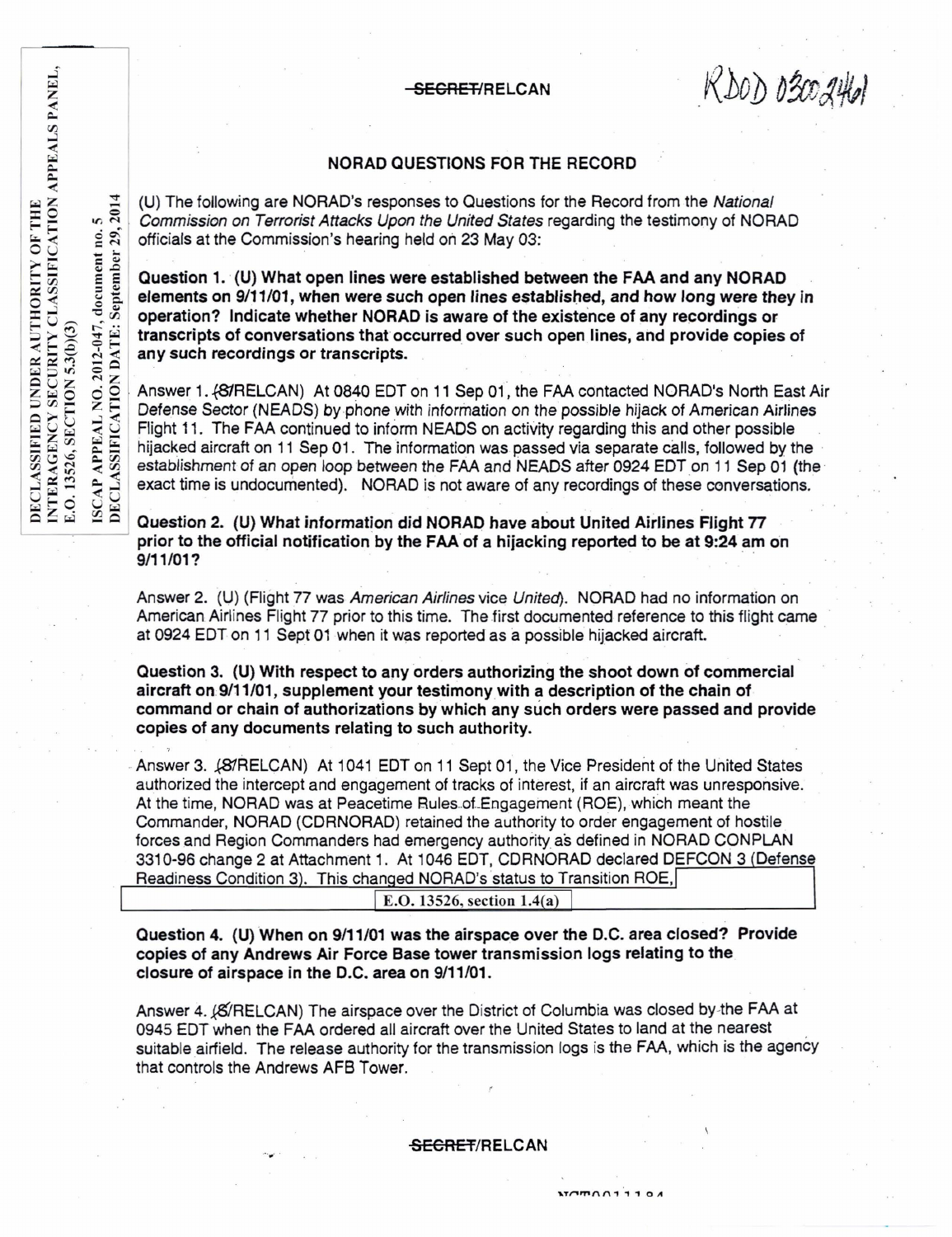~~SECRET~~/RELCAN

RDOD 03002461

DECLASSIFIED UNDER AUTHORITY OF THE INTERAGENCY SECURITY CLASSIFICATION APPEALS PANEL, E.O. 13526, SECTION 5.3(b)(3)

ISCAP APPEAL NO. 2012-047, document no. 5
DECLASSIFICATION DATE: September 29, 2014

## NORAD QUESTIONS FOR THE RECORD

(U) The following are NORAD's responses to Questions for the Record from the *National Commission on Terrorist Attacks Upon the United States* regarding the testimony of NORAD officials at the Commission's hearing held on 23 May 03:

**Question 1. (U) What open lines were established between the FAA and any NORAD elements on 9/11/01, when were such open lines established, and how long were they in operation? Indicate whether NORAD is aware of the existence of any recordings or transcripts of conversations that occurred over such open lines, and provide copies of any such recordings or transcripts.**

Answer 1. (~~S~~/RELCAN) At 0840 EDT on 11 Sep 01, the FAA contacted NORAD's North East Air Defense Sector (NEADS) by phone with information on the possible hijack of American Airlines Flight 11. The FAA continued to inform NEADS on activity regarding this and other possible hijacked aircraft on 11 Sep 01. The information was passed via separate calls, followed by the establishment of an open loop between the FAA and NEADS after 0924 EDT on 11 Sep 01 (the exact time is undocumented). NORAD is not aware of any recordings of these conversations.

**Question 2. (U) What information did NORAD have about United Airlines Flight 77 prior to the official notification by the FAA of a hijacking reported to be at 9:24 am on 9/11/01?**

Answer 2. (U) (Flight 77 was *American Airlines* vice *United*). NORAD had no information on American Airlines Flight 77 prior to this time. The first documented reference to this flight came at 0924 EDT on 11 Sept 01 when it was reported as a possible hijacked aircraft.

**Question 3. (U) With respect to any orders authorizing the shoot down of commercial aircraft on 9/11/01, supplement your testimony with a description of the chain of command or chain of authorizations by which any such orders were passed and provide copies of any documents relating to such authority.**

Answer 3. (~~S~~/RELCAN) At 1041 EDT on 11 Sept 01, the Vice President of the United States authorized the intercept and engagement of tracks of interest, if an aircraft was unresponsive. At the time, NORAD was at Peacetime Rules of Engagement (ROE), which meant the Commander, NORAD (CDRNORAD) retained the authority to order engagement of hostile forces and Region Commanders had emergency authority as defined in NORAD CONPLAN 3310-96 change 2 at Attachment 1. At 1046 EDT, CDRNORAD declared DEFCON 3 (Defense Readiness Condition 3). This changed NORAD's status to Transition ROE, [E.O. 13526, section 1.4(a)]

**Question 4. (U) When on 9/11/01 was the airspace over the D.C. area closed? Provide copies of any Andrews Air Force Base tower transmission logs relating to the closure of airspace in the D.C. area on 9/11/01.**

Answer 4. (~~S~~/RELCAN) The airspace over the District of Columbia was closed by the FAA at 0945 EDT when the FAA ordered all aircraft over the United States to land at the nearest suitable airfield. The release authority for the transmission logs is the FAA, which is the agency that controls the Andrews AFB Tower.

~~SECRET~~/RELCAN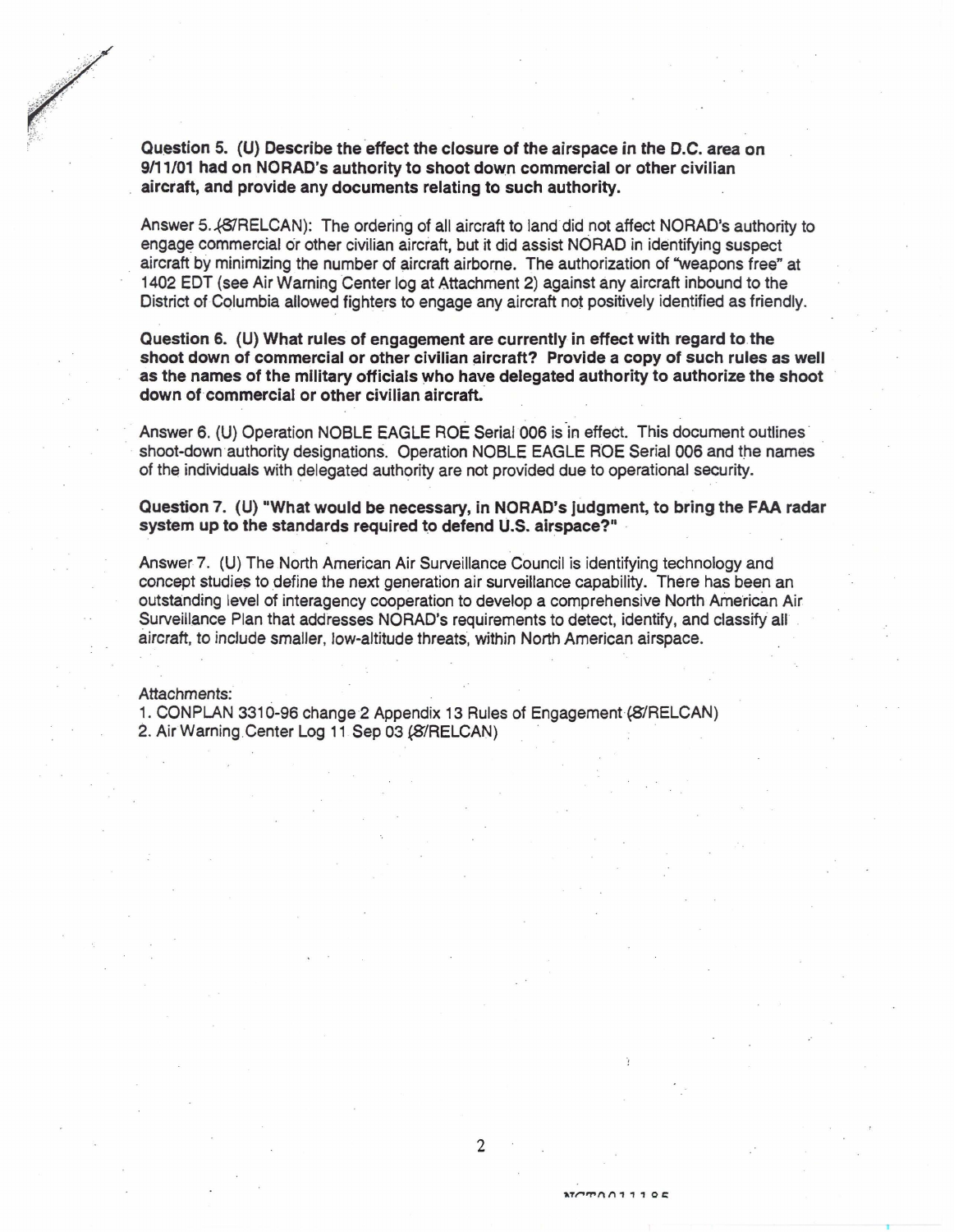**Question 5. (U) Describe the effect the closure of the airspace in the D.C. area on 9/11/01 had on NORAD's authority to shoot down commercial or other civilian aircraft, and provide any documents relating to such authority.**

Answer 5. (S/RELCAN): The ordering of all aircraft to land did not affect NORAD's authority to engage commercial or other civilian aircraft, but it did assist NORAD in identifying suspect aircraft by minimizing the number of aircraft airborne. The authorization of "weapons free" at 1402 EDT (see Air Warning Center log at Attachment 2) against any aircraft inbound to the District of Columbia allowed fighters to engage any aircraft not positively identified as friendly.

**Question 6. (U) What rules of engagement are currently in effect with regard to the shoot down of commercial or other civilian aircraft? Provide a copy of such rules as well as the names of the military officials who have delegated authority to authorize the shoot down of commercial or other civilian aircraft.**

Answer 6. (U) Operation NOBLE EAGLE ROE Serial 006 is in effect. This document outlines shoot-down authority designations. Operation NOBLE EAGLE ROE Serial 006 and the names of the individuals with delegated authority are not provided due to operational security.

**Question 7. (U) "What would be necessary, in NORAD's judgment, to bring the FAA radar system up to the standards required to defend U.S. airspace?"**

Answer 7. (U) The North American Air Surveillance Council is identifying technology and concept studies to define the next generation air surveillance capability. There has been an outstanding level of interagency cooperation to develop a comprehensive North American Air Surveillance Plan that addresses NORAD's requirements to detect, identify, and classify all aircraft, to include smaller, low-altitude threats, within North American airspace.

Attachments:
1. CONPLAN 3310-96 change 2 Appendix 13 Rules of Engagement (S/RELCAN)
2. Air Warning Center Log 11 Sep 03 (S/RELCAN)